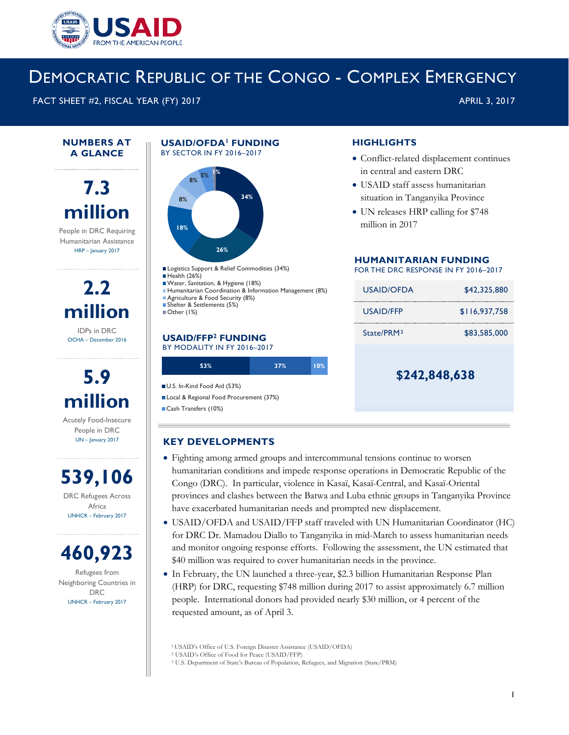USAID FROM THE AMERICAN PEOPLE

# Democratic Republic of the Congo - Complex Emergency

FACT SHEET #2, FISCAL YEAR (FY) 2017

APRIL 3, 2017

## NUMBERS AT A GLANCE

**7.3 million**

People in DRC Requiring Humanitarian Assistance

HRP – January 2017

**2.2 million**

IDPs in DRC

OCHA – December 2016

**5.9 million**

Acutely Food-Insecure People in DRC

UN – January 2017

**539,106**

DRC Refugees Across Africa

UNHCR – February 2017

**460,923**

Refugees from Neighboring Countries in DRC

UNHCR – February 2017

## USAID/OFDA[1] FUNDING

BY SECTOR IN FY 2016–2017

34%
26%
18%
8%
8%
5%
1%

- Logistics Support & Relief Commodities (34%)
- Health (26%)
- Water, Sanitation, & Hygiene (18%)
- Humanitarian Coordination & Information Management (8%)
- Agriculture & Food Security (8%)
- Shelter & Settlements (5%)
- Other (1%)

## USAID/FFP[2] FUNDING

BY MODALITY IN FY 2016–2017

53%
37%
10%

- U.S. In-Kind Food Aid (53%)
- Local & Regional Food Procurement (37%)
- Cash Transfers (10%)

## HIGHLIGHTS

- Conflict-related displacement continues in central and eastern DRC
- USAID staff assess humanitarian situation in Tanganyika Province
- UN releases HRP calling for $748 million in 2017

## HUMANITARIAN FUNDING

FOR THE DRC RESPONSE IN FY 2016–2017

| | |
|---|---|
| USAID/OFDA | $42,325,880 |
| USAID/FFP | $116,937,758 |
| State/PRM[3] | $83,585,000 |
| | **$242,848,638** |

## KEY DEVELOPMENTS

- Fighting among armed groups and intercommunal tensions continue to worsen humanitarian conditions and impede response operations in Democratic Republic of the Congo (DRC). In particular, violence in Kasaï, Kasaï-Central, and Kasaï-Oriental provinces and clashes between the Batwa and Luba ethnic groups in Tanganyika Province have exacerbated humanitarian needs and prompted new displacement.
- USAID/OFDA and USAID/FFP staff traveled with UN Humanitarian Coordinator (HC) for DRC Dr. Mamadou Diallo to Tanganyika in mid-March to assess humanitarian needs and monitor ongoing response efforts. Following the assessment, the UN estimated that $40 million was required to cover humanitarian needs in the province.
- In February, the UN launched a three-year, $2.3 billion Humanitarian Response Plan (HRP) for DRC, requesting $748 million during 2017 to assist approximately 6.7 million people. International donors had provided nearly $30 million, or 4 percent of the requested amount, as of April 3.

[1] USAID's Office of U.S. Foreign Disaster Assistance (USAID/OFDA)
[2] USAID's Office of Food for Peace (USAID/FFP)
[3] U.S. Department of State's Bureau of Population, Refugees, and Migration (State/PRM)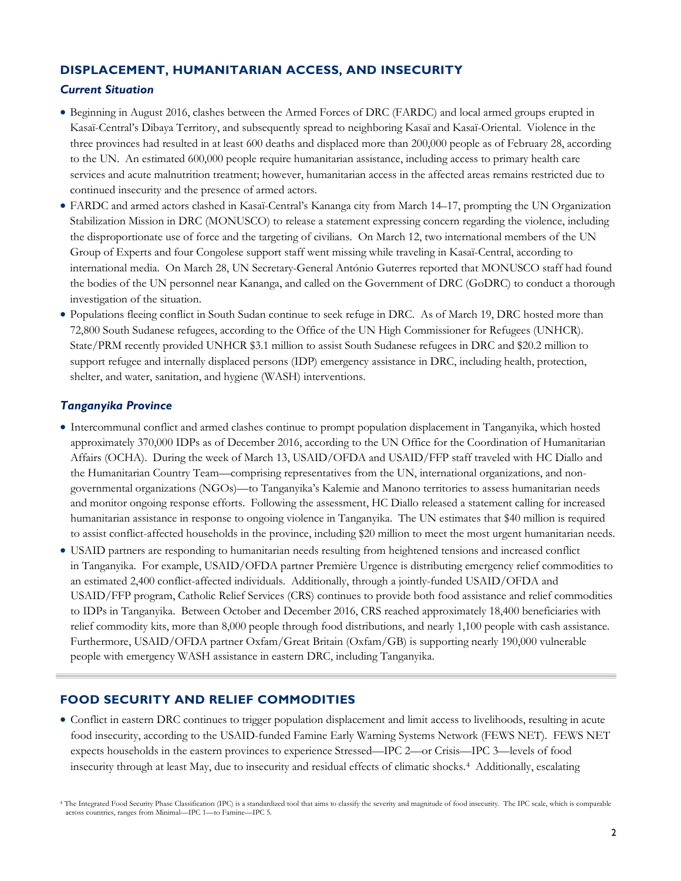## DISPLACEMENT, HUMANITARIAN ACCESS, AND INSECURITY

### *Current Situation*

- Beginning in August 2016, clashes between the Armed Forces of DRC (FARDC) and local armed groups erupted in Kasaï-Central's Dibaya Territory, and subsequently spread to neighboring Kasaï and Kasaï-Oriental. Violence in the three provinces had resulted in at least 600 deaths and displaced more than 200,000 people as of February 28, according to the UN. An estimated 600,000 people require humanitarian assistance, including access to primary health care services and acute malnutrition treatment; however, humanitarian access in the affected areas remains restricted due to continued insecurity and the presence of armed actors.
- FARDC and armed actors clashed in Kasaï-Central's Kananga city from March 14–17, prompting the UN Organization Stabilization Mission in DRC (MONUSCO) to release a statement expressing concern regarding the violence, including the disproportionate use of force and the targeting of civilians. On March 12, two international members of the UN Group of Experts and four Congolese support staff went missing while traveling in Kasaï-Central, according to international media. On March 28, UN Secretary-General António Guterres reported that MONUSCO staff had found the bodies of the UN personnel near Kananga, and called on the Government of DRC (GoDRC) to conduct a thorough investigation of the situation.
- Populations fleeing conflict in South Sudan continue to seek refuge in DRC. As of March 19, DRC hosted more than 72,800 South Sudanese refugees, according to the Office of the UN High Commissioner for Refugees (UNHCR). State/PRM recently provided UNHCR $3.1 million to assist South Sudanese refugees in DRC and $20.2 million to support refugee and internally displaced persons (IDP) emergency assistance in DRC, including health, protection, shelter, and water, sanitation, and hygiene (WASH) interventions.

### *Tanganyika Province*

- Intercommunal conflict and armed clashes continue to prompt population displacement in Tanganyika, which hosted approximately 370,000 IDPs as of December 2016, according to the UN Office for the Coordination of Humanitarian Affairs (OCHA). During the week of March 13, USAID/OFDA and USAID/FFP staff traveled with HC Diallo and the Humanitarian Country Team—comprising representatives from the UN, international organizations, and non-governmental organizations (NGOs)—to Tanganyika's Kalemie and Manono territories to assess humanitarian needs and monitor ongoing response efforts. Following the assessment, HC Diallo released a statement calling for increased humanitarian assistance in response to ongoing violence in Tanganyika. The UN estimates that $40 million is required to assist conflict-affected households in the province, including $20 million to meet the most urgent humanitarian needs.
- USAID partners are responding to humanitarian needs resulting from heightened tensions and increased conflict in Tanganyika. For example, USAID/OFDA partner Première Urgence is distributing emergency relief commodities to an estimated 2,400 conflict-affected individuals. Additionally, through a jointly-funded USAID/OFDA and USAID/FFP program, Catholic Relief Services (CRS) continues to provide both food assistance and relief commodities to IDPs in Tanganyika. Between October and December 2016, CRS reached approximately 18,400 beneficiaries with relief commodity kits, more than 8,000 people through food distributions, and nearly 1,100 people with cash assistance. Furthermore, USAID/OFDA partner Oxfam/Great Britain (Oxfam/GB) is supporting nearly 190,000 vulnerable people with emergency WASH assistance in eastern DRC, including Tanganyika.

## FOOD SECURITY AND RELIEF COMMODITIES

- Conflict in eastern DRC continues to trigger population displacement and limit access to livelihoods, resulting in acute food insecurity, according to the USAID-funded Famine Early Warning Systems Network (FEWS NET). FEWS NET expects households in the eastern provinces to experience Stressed—IPC 2—or Crisis—IPC 3—levels of food insecurity through at least May, due to insecurity and residual effects of climatic shocks.[4] Additionally, escalating

[4] The Integrated Food Security Phase Classification (IPC) is a standardized tool that aims to classify the severity and magnitude of food insecurity. The IPC scale, which is comparable across countries, ranges from Minimal—IPC 1—to Famine—IPC 5.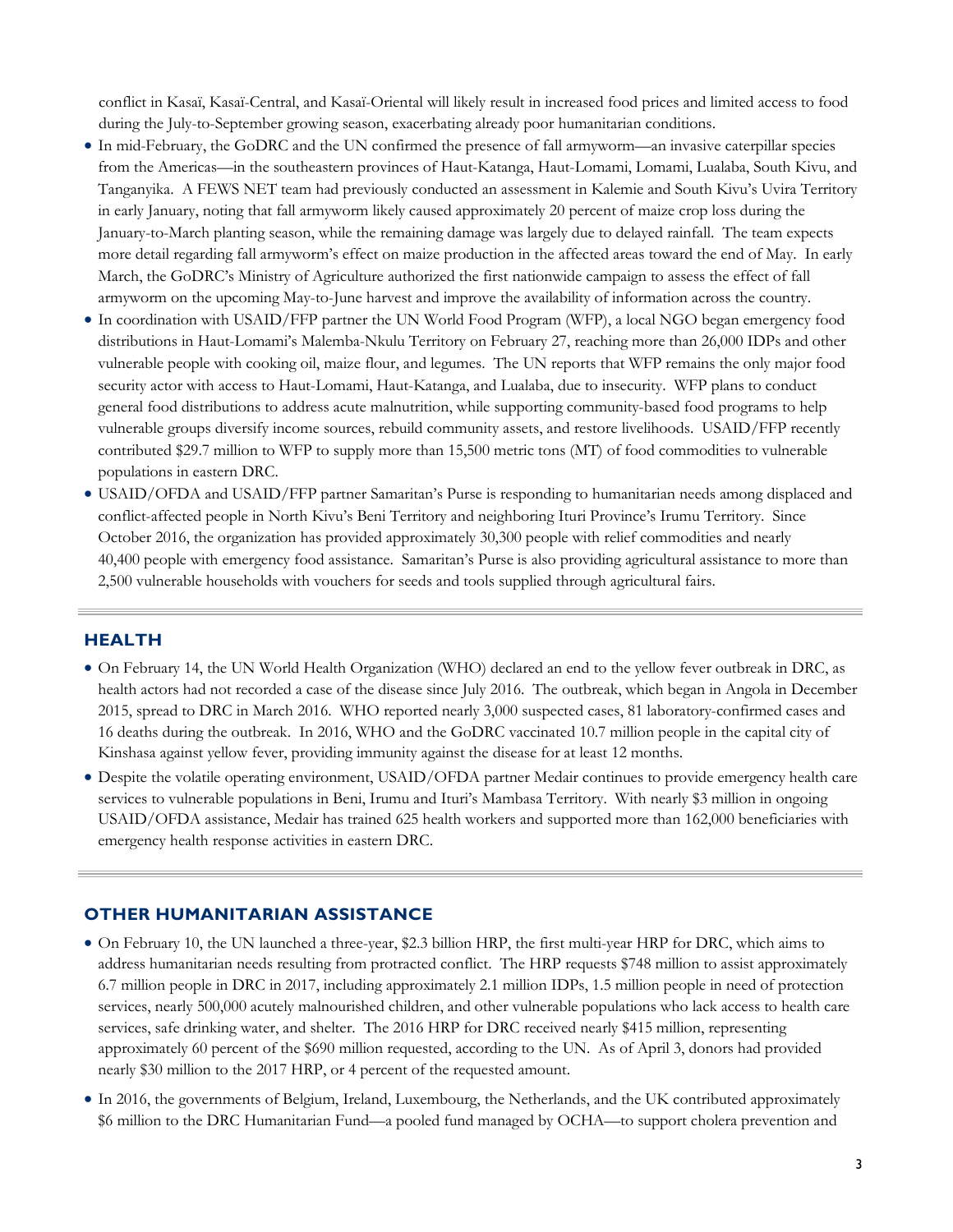conflict in Kasaï, Kasaï-Central, and Kasaï-Oriental will likely result in increased food prices and limited access to food during the July-to-September growing season, exacerbating already poor humanitarian conditions.

- In mid-February, the GoDRC and the UN confirmed the presence of fall armyworm—an invasive caterpillar species from the Americas—in the southeastern provinces of Haut-Katanga, Haut-Lomami, Lomami, Lualaba, South Kivu, and Tanganyika. A FEWS NET team had previously conducted an assessment in Kalemie and South Kivu's Uvira Territory in early January, noting that fall armyworm likely caused approximately 20 percent of maize crop loss during the January-to-March planting season, while the remaining damage was largely due to delayed rainfall. The team expects more detail regarding fall armyworm's effect on maize production in the affected areas toward the end of May. In early March, the GoDRC's Ministry of Agriculture authorized the first nationwide campaign to assess the effect of fall armyworm on the upcoming May-to-June harvest and improve the availability of information across the country.
- In coordination with USAID/FFP partner the UN World Food Program (WFP), a local NGO began emergency food distributions in Haut-Lomami's Malemba-Nkulu Territory on February 27, reaching more than 26,000 IDPs and other vulnerable people with cooking oil, maize flour, and legumes. The UN reports that WFP remains the only major food security actor with access to Haut-Lomami, Haut-Katanga, and Lualaba, due to insecurity. WFP plans to conduct general food distributions to address acute malnutrition, while supporting community-based food programs to help vulnerable groups diversify income sources, rebuild community assets, and restore livelihoods. USAID/FFP recently contributed $29.7 million to WFP to supply more than 15,500 metric tons (MT) of food commodities to vulnerable populations in eastern DRC.
- USAID/OFDA and USAID/FFP partner Samaritan's Purse is responding to humanitarian needs among displaced and conflict-affected people in North Kivu's Beni Territory and neighboring Ituri Province's Irumu Territory. Since October 2016, the organization has provided approximately 30,300 people with relief commodities and nearly 40,400 people with emergency food assistance. Samaritan's Purse is also providing agricultural assistance to more than 2,500 vulnerable households with vouchers for seeds and tools supplied through agricultural fairs.

## HEALTH

- On February 14, the UN World Health Organization (WHO) declared an end to the yellow fever outbreak in DRC, as health actors had not recorded a case of the disease since July 2016. The outbreak, which began in Angola in December 2015, spread to DRC in March 2016. WHO reported nearly 3,000 suspected cases, 81 laboratory-confirmed cases and 16 deaths during the outbreak. In 2016, WHO and the GoDRC vaccinated 10.7 million people in the capital city of Kinshasa against yellow fever, providing immunity against the disease for at least 12 months.
- Despite the volatile operating environment, USAID/OFDA partner Medair continues to provide emergency health care services to vulnerable populations in Beni, Irumu and Ituri's Mambasa Territory. With nearly $3 million in ongoing USAID/OFDA assistance, Medair has trained 625 health workers and supported more than 162,000 beneficiaries with emergency health response activities in eastern DRC.

## OTHER HUMANITARIAN ASSISTANCE

- On February 10, the UN launched a three-year, $2.3 billion HRP, the first multi-year HRP for DRC, which aims to address humanitarian needs resulting from protracted conflict. The HRP requests $748 million to assist approximately 6.7 million people in DRC in 2017, including approximately 2.1 million IDPs, 1.5 million people in need of protection services, nearly 500,000 acutely malnourished children, and other vulnerable populations who lack access to health care services, safe drinking water, and shelter. The 2016 HRP for DRC received nearly $415 million, representing approximately 60 percent of the $690 million requested, according to the UN. As of April 3, donors had provided nearly $30 million to the 2017 HRP, or 4 percent of the requested amount.
- In 2016, the governments of Belgium, Ireland, Luxembourg, the Netherlands, and the UK contributed approximately $6 million to the DRC Humanitarian Fund—a pooled fund managed by OCHA—to support cholera prevention and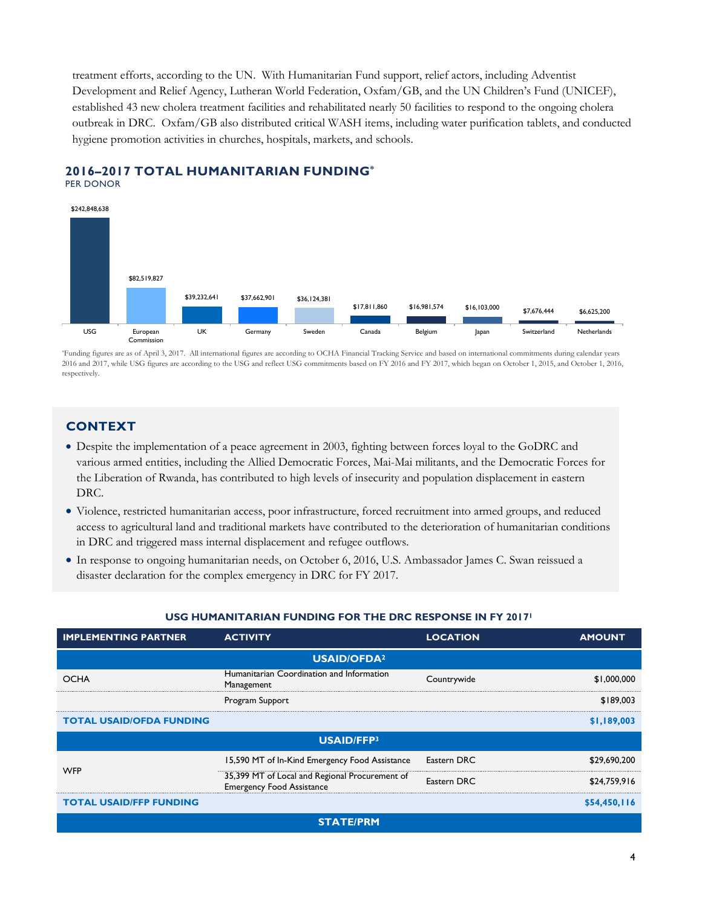treatment efforts, according to the UN. With Humanitarian Fund support, relief actors, including Adventist Development and Relief Agency, Lutheran World Federation, Oxfam/GB, and the UN Children's Fund (UNICEF), established 43 new cholera treatment facilities and rehabilitated nearly 50 facilities to respond to the ongoing cholera outbreak in DRC. Oxfam/GB also distributed critical WASH items, including water purification tablets, and conducted hygiene promotion activities in churches, hospitals, markets, and schools.

## 2016–2017 TOTAL HUMANITARIAN FUNDING*

PER DONOR

$242,848,638
USG

$82,519,827
European Commission

$39,232,641
UK

$37,662,901
Germany

$36,124,381
Sweden

$17,811,860
Canada

$16,981,574
Belgium

$16,103,000
Japan

$7,676,444
Switzerland

$6,625,200
Netherlands

*Funding figures are as of April 3, 2017. All international figures are according to OCHA Financial Tracking Service and based on international commitments during calendar years 2016 and 2017, while USG figures are according to the USG and reflect USG commitments based on FY 2016 and FY 2017, which began on October 1, 2015, and October 1, 2016, respectively.

## CONTEXT

- Despite the implementation of a peace agreement in 2003, fighting between forces loyal to the GoDRC and various armed entities, including the Allied Democratic Forces, Mai-Mai militants, and the Democratic Forces for the Liberation of Rwanda, has contributed to high levels of insecurity and population displacement in eastern DRC.
- Violence, restricted humanitarian access, poor infrastructure, forced recruitment into armed groups, and reduced access to agricultural land and traditional markets have contributed to the deterioration of humanitarian conditions in DRC and triggered mass internal displacement and refugee outflows.
- In response to ongoing humanitarian needs, on October 6, 2016, U.S. Ambassador James C. Swan reissued a disaster declaration for the complex emergency in DRC for FY 2017.

### USG HUMANITARIAN FUNDING FOR THE DRC RESPONSE IN FY 2017[1]

| IMPLEMENTING PARTNER | ACTIVITY | LOCATION | AMOUNT |
|---|---|---|---|
| **USAID/OFDA[2]** | | | |
| OCHA | Humanitarian Coordination and Information Management | Countrywide | $1,000,000 |
| | Program Support | | $189,003 |
| **TOTAL USAID/OFDA FUNDING** | | | **$1,189,003** |
| **USAID/FFP[3]** | | | |
| WFP | 15,590 MT of In-Kind Emergency Food Assistance | Eastern DRC | $29,690,200 |
| | 35,399 MT of Local and Regional Procurement of Emergency Food Assistance | Eastern DRC | $24,759,916 |
| **TOTAL USAID/FFP FUNDING** | | | **$54,450,116** |
| **STATE/PRM** | | | |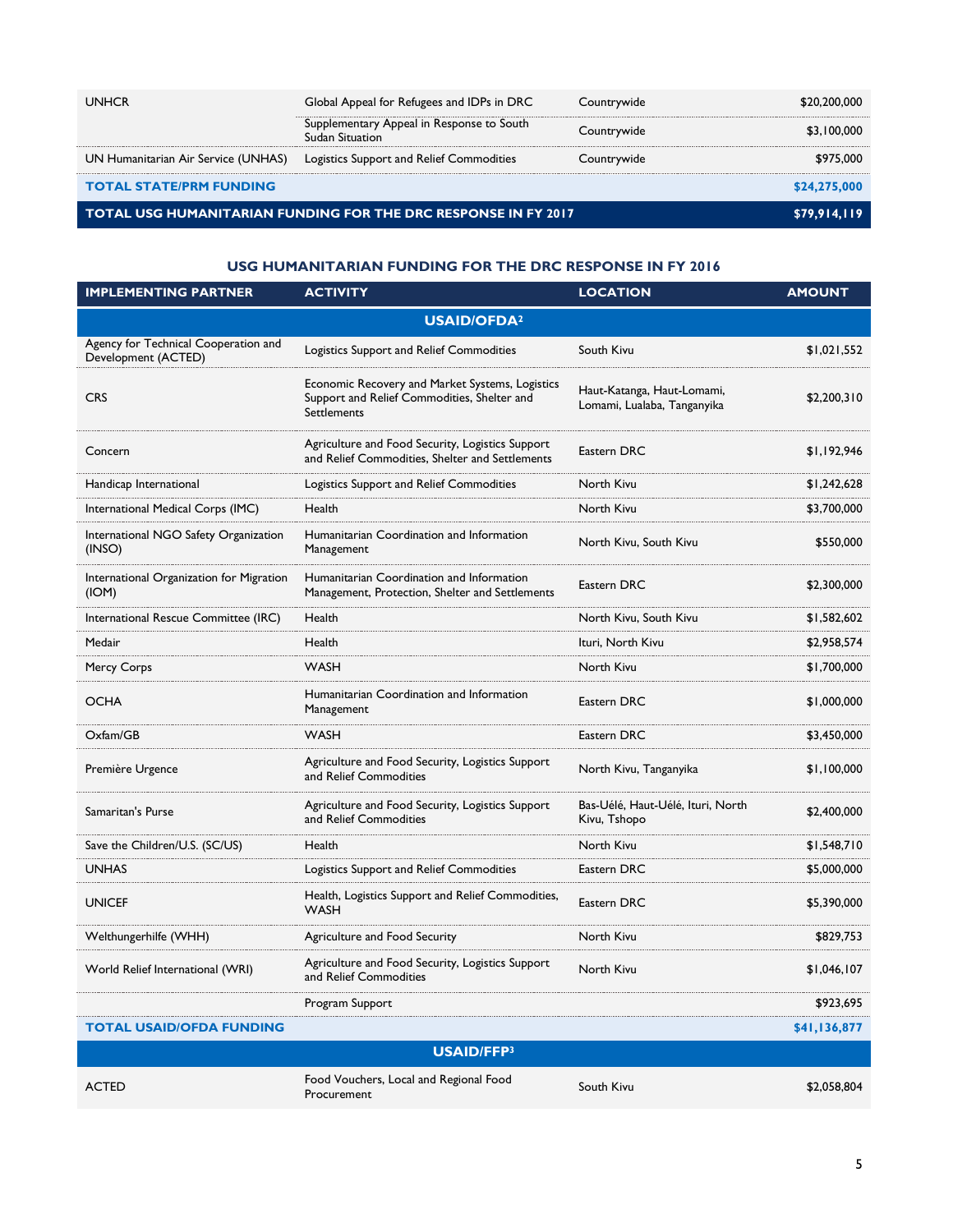| | | | |
|---|---|---|---|
| UNHCR | Global Appeal for Refugees and IDPs in DRC | Countrywide | $20,200,000 |
| | Supplementary Appeal in Response to South Sudan Situation | Countrywide | $3,100,000 |
| UN Humanitarian Air Service (UNHAS) | Logistics Support and Relief Commodities | Countrywide | $975,000 |
| **TOTAL STATE/PRM FUNDING** | | | **$24,275,000** |
| **TOTAL USG HUMANITARIAN FUNDING FOR THE DRC RESPONSE IN FY 2017** | | | **$79,914,119** |

### USG HUMANITARIAN FUNDING FOR THE DRC RESPONSE IN FY 2016

| IMPLEMENTING PARTNER | ACTIVITY | LOCATION | AMOUNT |
|---|---|---|---|
| | **USAID/OFDA**[2] | | |
| Agency for Technical Cooperation and Development (ACTED) | Logistics Support and Relief Commodities | South Kivu | $1,021,552 |
| CRS | Economic Recovery and Market Systems, Logistics Support and Relief Commodities, Shelter and Settlements | Haut-Katanga, Haut-Lomami, Lomami, Lualaba, Tanganyika | $2,200,310 |
| Concern | Agriculture and Food Security, Logistics Support and Relief Commodities, Shelter and Settlements | Eastern DRC | $1,192,946 |
| Handicap International | Logistics Support and Relief Commodities | North Kivu | $1,242,628 |
| International Medical Corps (IMC) | Health | North Kivu | $3,700,000 |
| International NGO Safety Organization (INSO) | Humanitarian Coordination and Information Management | North Kivu, South Kivu | $550,000 |
| International Organization for Migration (IOM) | Humanitarian Coordination and Information Management, Protection, Shelter and Settlements | Eastern DRC | $2,300,000 |
| International Rescue Committee (IRC) | Health | North Kivu, South Kivu | $1,582,602 |
| Medair | Health | Ituri, North Kivu | $2,958,574 |
| Mercy Corps | WASH | North Kivu | $1,700,000 |
| OCHA | Humanitarian Coordination and Information Management | Eastern DRC | $1,000,000 |
| Oxfam/GB | WASH | Eastern DRC | $3,450,000 |
| Première Urgence | Agriculture and Food Security, Logistics Support and Relief Commodities | North Kivu, Tanganyika | $1,100,000 |
| Samaritan's Purse | Agriculture and Food Security, Logistics Support and Relief Commodities | Bas-Uélé, Haut-Uélé, Ituri, North Kivu, Tshopo | $2,400,000 |
| Save the Children/U.S. (SC/US) | Health | North Kivu | $1,548,710 |
| UNHAS | Logistics Support and Relief Commodities | Eastern DRC | $5,000,000 |
| UNICEF | Health, Logistics Support and Relief Commodities, WASH | Eastern DRC | $5,390,000 |
| Welthungerhilfe (WHH) | Agriculture and Food Security | North Kivu | $829,753 |
| World Relief International (WRI) | Agriculture and Food Security, Logistics Support and Relief Commodities | North Kivu | $1,046,107 |
| | Program Support | | $923,695 |
| **TOTAL USAID/OFDA FUNDING** | | | **$41,136,877** |
| | **USAID/FFP**[3] | | |
| ACTED | Food Vouchers, Local and Regional Food Procurement | South Kivu | $2,058,804 |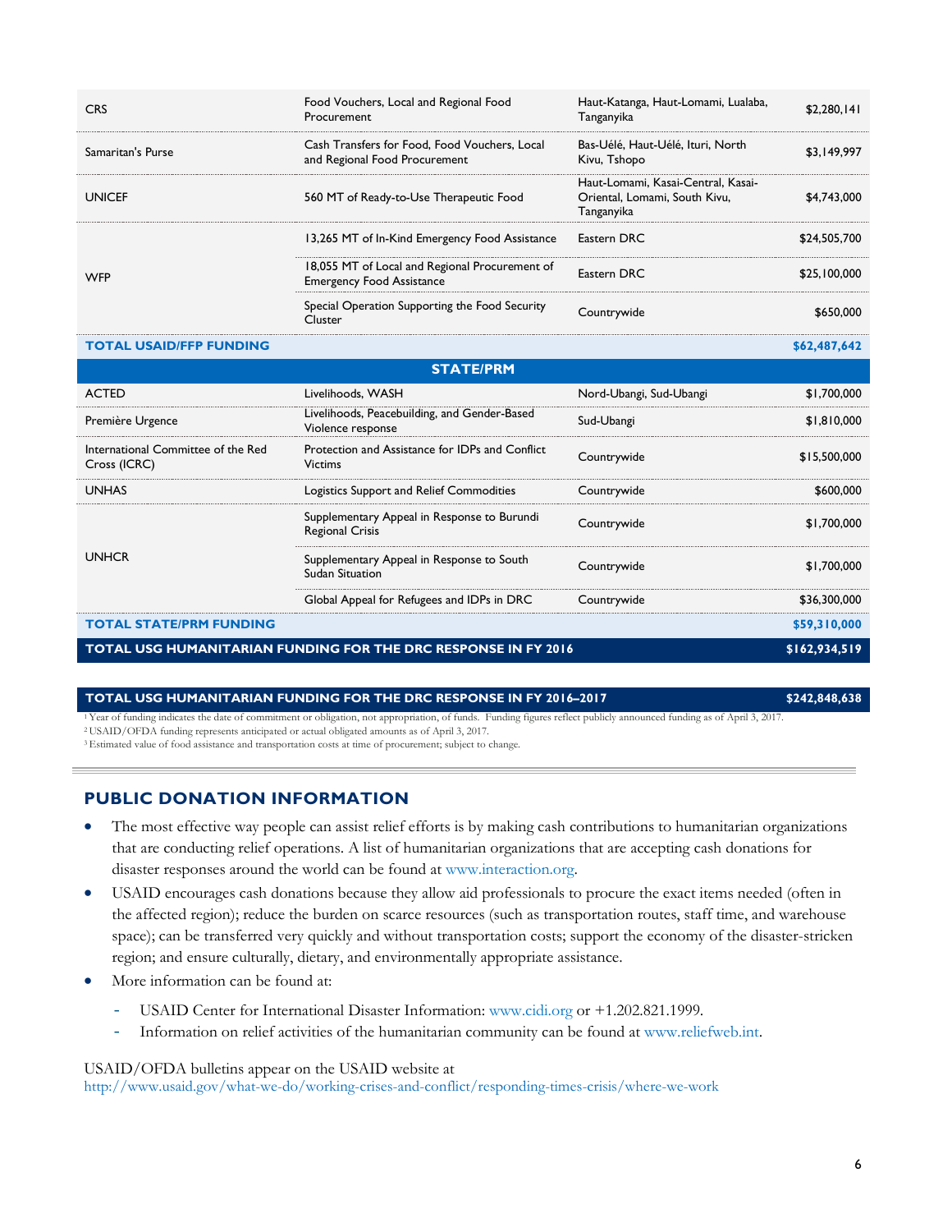| | | | |
|---|---|---|---|
| CRS | Food Vouchers, Local and Regional Food Procurement | Haut-Katanga, Haut-Lomami, Lualaba, Tanganyika | $2,280,141 |
| Samaritan's Purse | Cash Transfers for Food, Food Vouchers, Local and Regional Food Procurement | Bas-Uélé, Haut-Uélé, Ituri, North Kivu, Tshopo | $3,149,997 |
| UNICEF | 560 MT of Ready-to-Use Therapeutic Food | Haut-Lomami, Kasai-Central, Kasai-Oriental, Lomami, South Kivu, Tanganyika | $4,743,000 |
| WFP | 13,265 MT of In-Kind Emergency Food Assistance | Eastern DRC | $24,505,700 |
| | 18,055 MT of Local and Regional Procurement of Emergency Food Assistance | Eastern DRC | $25,100,000 |
| | Special Operation Supporting the Food Security Cluster | Countrywide | $650,000 |
| **TOTAL USAID/FFP FUNDING** | | | **$62,487,642** |
| **STATE/PRM** | | | |
| ACTED | Livelihoods, WASH | Nord-Ubangi, Sud-Ubangi | $1,700,000 |
| Première Urgence | Livelihoods, Peacebuilding, and Gender-Based Violence response | Sud-Ubangi | $1,810,000 |
| International Committee of the Red Cross (ICRC) | Protection and Assistance for IDPs and Conflict Victims | Countrywide | $15,500,000 |
| UNHAS | Logistics Support and Relief Commodities | Countrywide | $600,000 |
| UNHCR | Supplementary Appeal in Response to Burundi Regional Crisis | Countrywide | $1,700,000 |
| | Supplementary Appeal in Response to South Sudan Situation | Countrywide | $1,700,000 |
| | Global Appeal for Refugees and IDPs in DRC | Countrywide | $36,300,000 |
| **TOTAL STATE/PRM FUNDING** | | | **$59,310,000** |
| **TOTAL USG HUMANITARIAN FUNDING FOR THE DRC RESPONSE IN FY 2016** | | | **$162,934,519** |

| | |
|---|---|
| **TOTAL USG HUMANITARIAN FUNDING FOR THE DRC RESPONSE IN FY 2016–2017** | **$242,848,638** |

[1] Year of funding indicates the date of commitment or obligation, not appropriation, of funds. Funding figures reflect publicly announced funding as of April 3, 2017.
[2] USAID/OFDA funding represents anticipated or actual obligated amounts as of April 3, 2017.
[3] Estimated value of food assistance and transportation costs at time of procurement; subject to change.

## PUBLIC DONATION INFORMATION

- The most effective way people can assist relief efforts is by making cash contributions to humanitarian organizations that are conducting relief operations. A list of humanitarian organizations that are accepting cash donations for disaster responses around the world can be found at www.interaction.org.
- USAID encourages cash donations because they allow aid professionals to procure the exact items needed (often in the affected region); reduce the burden on scarce resources (such as transportation routes, staff time, and warehouse space); can be transferred very quickly and without transportation costs; support the economy of the disaster-stricken region; and ensure culturally, dietary, and environmentally appropriate assistance.
- More information can be found at:
  - USAID Center for International Disaster Information: www.cidi.org or +1.202.821.1999.
  - Information on relief activities of the humanitarian community can be found at www.reliefweb.int.

USAID/OFDA bulletins appear on the USAID website at http://www.usaid.gov/what-we-do/working-crises-and-conflict/responding-times-crisis/where-we-work